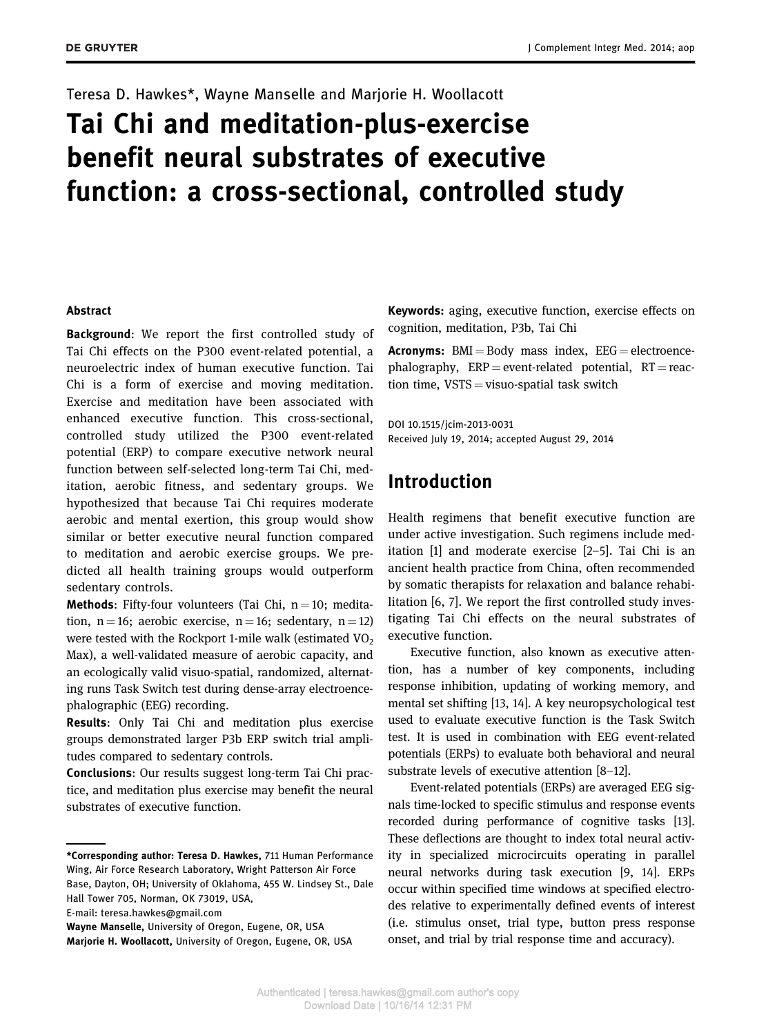Teresa D. Hawkes*, Wayne Manselle and Marjorie H. Woollacott

# Tai Chi and meditation-plus-exercise benefit neural substrates of executive function: a cross-sectional, controlled study

**Abstract**

**Background**: We report the first controlled study of Tai Chi effects on the P300 event-related potential, a neuroelectric index of human executive function. Tai Chi is a form of exercise and moving meditation. Exercise and meditation have been associated with enhanced executive function. This cross-sectional, controlled study utilized the P300 event-related potential (ERP) to compare executive network neural function between self-selected long-term Tai Chi, meditation, aerobic fitness, and sedentary groups. We hypothesized that because Tai Chi requires moderate aerobic and mental exertion, this group would show similar or better executive neural function compared to meditation and aerobic exercise groups. We predicted all health training groups would outperform sedentary controls.

**Methods**: Fifty-four volunteers (Tai Chi, n = 10; meditation, n = 16; aerobic exercise, n = 16; sedentary, n = 12) were tested with the Rockport 1-mile walk (estimated $VO_2$ Max), a well-validated measure of aerobic capacity, and an ecologically valid visuo-spatial, randomized, alternating runs Task Switch test during dense-array electroencephalographic (EEG) recording.

**Results**: Only Tai Chi and meditation plus exercise groups demonstrated larger P3b ERP switch trial amplitudes compared to sedentary controls.

**Conclusions**: Our results suggest long-term Tai Chi practice, and meditation plus exercise may benefit the neural substrates of executive function.

**Keywords:** aging, executive function, exercise effects on cognition, meditation, P3b, Tai Chi

**Acronyms:** BMI = Body mass index, EEG = electroencephalography, ERP = event-related potential, RT = reaction time, VSTS = visuo-spatial task switch

DOI 10.1515/jcim-2013-0031
Received July 19, 2014; accepted August 29, 2014

*Corresponding author: Teresa D. Hawkes, 711 Human Performance Wing, Air Force Research Laboratory, Wright Patterson Air Force Base, Dayton, OH; University of Oklahoma, 455 W. Lindsey St., Dale Hall Tower 705, Norman, OK 73019, USA,
E-mail: teresa.hawkes@gmail.com
**Wayne Manselle,** University of Oregon, Eugene, OR, USA
**Marjorie H. Woollacott,** University of Oregon, Eugene, OR, USA

## Introduction

Health regimens that benefit executive function are under active investigation. Such regimens include meditation [1] and moderate exercise [2–5]. Tai Chi is an ancient health practice from China, often recommended by somatic therapists for relaxation and balance rehabilitation [6, 7]. We report the first controlled study investigating Tai Chi effects on the neural substrates of executive function.

Executive function, also known as executive attention, has a number of key components, including response inhibition, updating of working memory, and mental set shifting [13, 14]. A key neuropsychological test used to evaluate executive function is the Task Switch test. It is used in combination with EEG event-related potentials (ERPs) to evaluate both behavioral and neural substrate levels of executive attention [8–12].

Event-related potentials (ERPs) are averaged EEG signals time-locked to specific stimulus and response events recorded during performance of cognitive tasks [13]. These deflections are thought to index total neural activity in specialized microcircuits operating in parallel neural networks during task execution [9, 14]. ERPs occur within specified time windows at specified electrodes relative to experimentally defined events of interest (i.e. stimulus onset, trial type, button press response onset, and trial by trial response time and accuracy).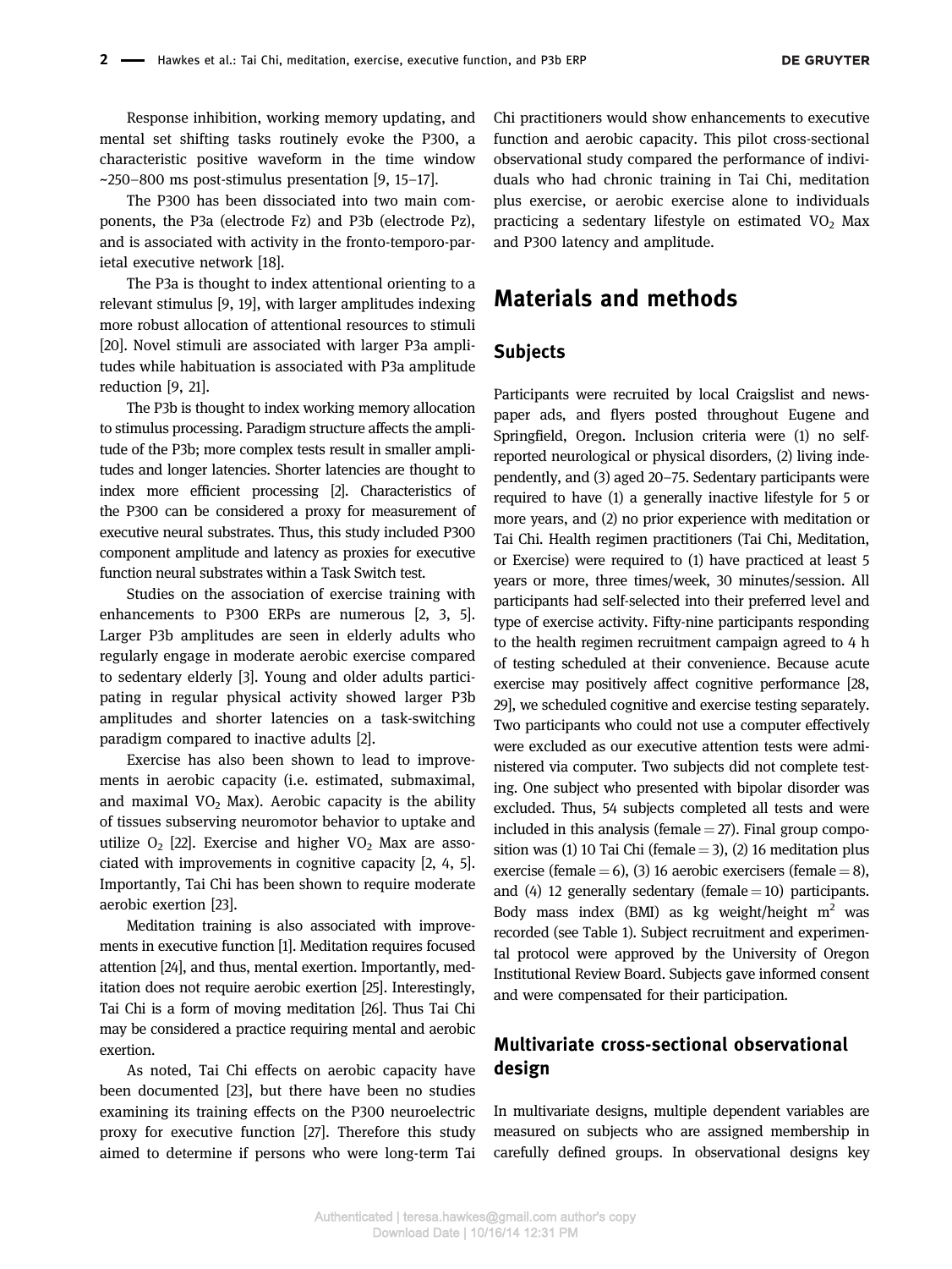Response inhibition, working memory updating, and mental set shifting tasks routinely evoke the P300, a characteristic positive waveform in the time window ~250–800 ms post-stimulus presentation [9, 15–17].

The P300 has been dissociated into two main components, the P3a (electrode Fz) and P3b (electrode Pz), and is associated with activity in the fronto-temporo-parietal executive network [18].

The P3a is thought to index attentional orienting to a relevant stimulus [9, 19], with larger amplitudes indexing more robust allocation of attentional resources to stimuli [20]. Novel stimuli are associated with larger P3a amplitudes while habituation is associated with P3a amplitude reduction [9, 21].

The P3b is thought to index working memory allocation to stimulus processing. Paradigm structure affects the amplitude of the P3b; more complex tests result in smaller amplitudes and longer latencies. Shorter latencies are thought to index more efficient processing [2]. Characteristics of the P300 can be considered a proxy for measurement of executive neural substrates. Thus, this study included P300 component amplitude and latency as proxies for executive function neural substrates within a Task Switch test.

Studies on the association of exercise training with enhancements to P300 ERPs are numerous [2, 3, 5]. Larger P3b amplitudes are seen in elderly adults who regularly engage in moderate aerobic exercise compared to sedentary elderly [3]. Young and older adults participating in regular physical activity showed larger P3b amplitudes and shorter latencies on a task-switching paradigm compared to inactive adults [2].

Exercise has also been shown to lead to improvements in aerobic capacity (i.e. estimated, submaximal, and maximal $VO_2$ Max). Aerobic capacity is the ability of tissues subserving neuromotor behavior to uptake and utilize $O_2$ [22]. Exercise and higher $VO_2$ Max are associated with improvements in cognitive capacity [2, 4, 5]. Importantly, Tai Chi has been shown to require moderate aerobic exertion [23].

Meditation training is also associated with improvements in executive function [1]. Meditation requires focused attention [24], and thus, mental exertion. Importantly, meditation does not require aerobic exertion [25]. Interestingly, Tai Chi is a form of moving meditation [26]. Thus Tai Chi may be considered a practice requiring mental and aerobic exertion.

As noted, Tai Chi effects on aerobic capacity have been documented [23], but there have been no studies examining its training effects on the P300 neuroelectric proxy for executive function [27]. Therefore this study aimed to determine if persons who were long-term Tai Chi practitioners would show enhancements to executive function and aerobic capacity. This pilot cross-sectional observational study compared the performance of individuals who had chronic training in Tai Chi, meditation plus exercise, or aerobic exercise alone to individuals practicing a sedentary lifestyle on estimated $VO_2$ Max and P300 latency and amplitude.

# Materials and methods

## Subjects

Participants were recruited by local Craigslist and newspaper ads, and flyers posted throughout Eugene and Springfield, Oregon. Inclusion criteria were (1) no self-reported neurological or physical disorders, (2) living independently, and (3) aged 20–75. Sedentary participants were required to have (1) a generally inactive lifestyle for 5 or more years, and (2) no prior experience with meditation or Tai Chi. Health regimen practitioners (Tai Chi, Meditation, or Exercise) were required to (1) have practiced at least 5 years or more, three times/week, 30 minutes/session. All participants had self-selected into their preferred level and type of exercise activity. Fifty-nine participants responding to the health regimen recruitment campaign agreed to 4 h of testing scheduled at their convenience. Because acute exercise may positively affect cognitive performance [28, 29], we scheduled cognitive and exercise testing separately. Two participants who could not use a computer effectively were excluded as our executive attention tests were administered via computer. Two subjects did not complete testing. One subject who presented with bipolar disorder was excluded. Thus, 54 subjects completed all tests and were included in this analysis (female = 27). Final group composition was (1) 10 Tai Chi (female = 3), (2) 16 meditation plus exercise (female = 6), (3) 16 aerobic exercisers (female = 8), and (4) 12 generally sedentary (female = 10) participants. Body mass index (BMI) as kg weight/height $m^2$ was recorded (see Table 1). Subject recruitment and experimental protocol were approved by the University of Oregon Institutional Review Board. Subjects gave informed consent and were compensated for their participation.

## Multivariate cross-sectional observational design

In multivariate designs, multiple dependent variables are measured on subjects who are assigned membership in carefully defined groups. In observational designs key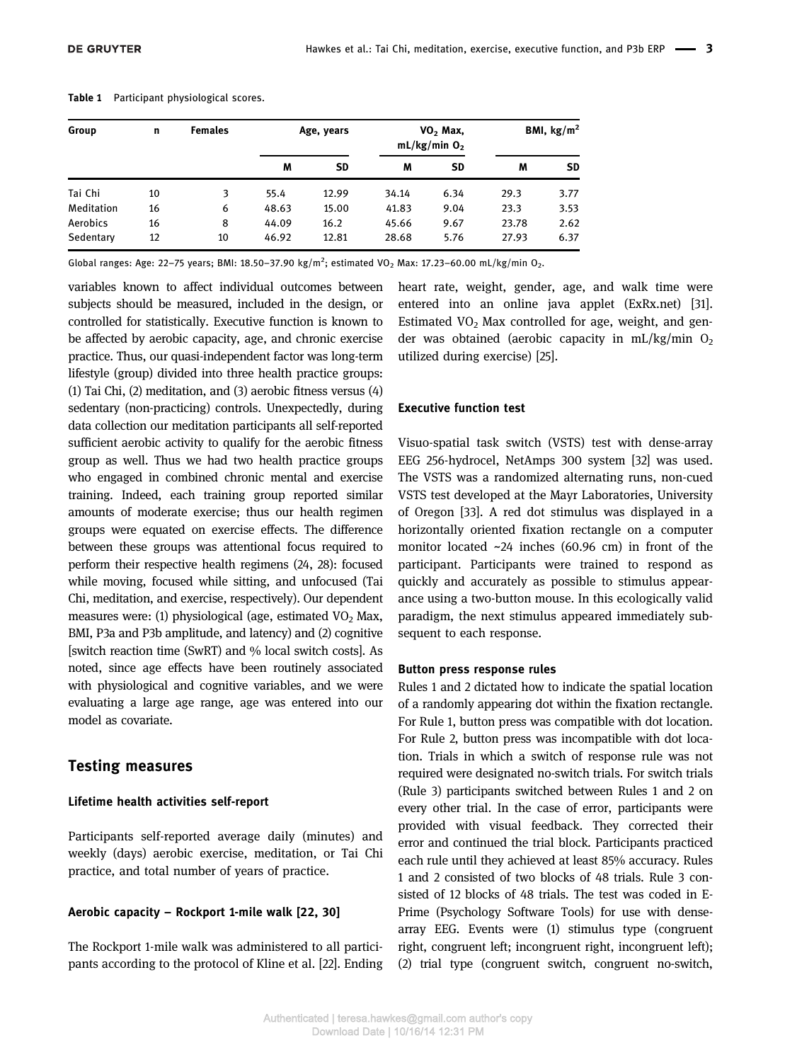**Table 1** Participant physiological scores.

| Group | n | Females | Age, years | | $VO_2$ Max, mL/kg/min $O_2$ | | BMI, kg/m$^2$ | |
|---|---|---|---|---|---|---|---|---|
| | | | M | SD | M | SD | M | SD |
| Tai Chi | 10 | 3 | 55.4 | 12.99 | 34.14 | 6.34 | 29.3 | 3.77 |
| Meditation | 16 | 6 | 48.63 | 15.00 | 41.83 | 9.04 | 23.3 | 3.53 |
| Aerobics | 16 | 8 | 44.09 | 16.2 | 45.66 | 9.67 | 23.78 | 2.62 |
| Sedentary | 12 | 10 | 46.92 | 12.81 | 28.68 | 5.76 | 27.93 | 6.37 |

Global ranges: Age: 22–75 years; BMI: 18.50–37.90 kg/m$^2$; estimated $VO_2$ Max: 17.23–60.00 mL/kg/min $O_2$.

variables known to affect individual outcomes between subjects should be measured, included in the design, or controlled for statistically. Executive function is known to be affected by aerobic capacity, age, and chronic exercise practice. Thus, our quasi-independent factor was long-term lifestyle (group) divided into three health practice groups: (1) Tai Chi, (2) meditation, and (3) aerobic fitness versus (4) sedentary (non-practicing) controls. Unexpectedly, during data collection our meditation participants all self-reported sufficient aerobic activity to qualify for the aerobic fitness group as well. Thus we had two health practice groups who engaged in combined chronic mental and exercise training. Indeed, each training group reported similar amounts of moderate exercise; thus our health regimen groups were equated on exercise effects. The difference between these groups was attentional focus required to perform their respective health regimens (24, 28): focused while moving, focused while sitting, and unfocused (Tai Chi, meditation, and exercise, respectively). Our dependent measures were: (1) physiological (age, estimated $VO_2$ Max, BMI, P3a and P3b amplitude, and latency) and (2) cognitive [switch reaction time (SwRT) and % local switch costs]. As noted, since age effects have been routinely associated with physiological and cognitive variables, and we were evaluating a large age range, age was entered into our model as covariate.

## Testing measures

### Lifetime health activities self-report

Participants self-reported average daily (minutes) and weekly (days) aerobic exercise, meditation, or Tai Chi practice, and total number of years of practice.

### Aerobic capacity – Rockport 1-mile walk [22, 30]

The Rockport 1-mile walk was administered to all participants according to the protocol of Kline et al. [22]. Ending heart rate, weight, gender, age, and walk time were entered into an online java applet (ExRx.net) [31]. Estimated $VO_2$ Max controlled for age, weight, and gender was obtained (aerobic capacity in mL/kg/min $O_2$ utilized during exercise) [25].

### Executive function test

Visuo-spatial task switch (VSTS) test with dense-array EEG 256-hydrocel, NetAmps 300 system [32] was used. The VSTS was a randomized alternating runs, non-cued VSTS test developed at the Mayr Laboratories, University of Oregon [33]. A red dot stimulus was displayed in a horizontally oriented fixation rectangle on a computer monitor located ~24 inches (60.96 cm) in front of the participant. Participants were trained to respond as quickly and accurately as possible to stimulus appearance using a two-button mouse. In this ecologically valid paradigm, the next stimulus appeared immediately subsequent to each response.

#### Button press response rules

Rules 1 and 2 dictated how to indicate the spatial location of a randomly appearing dot within the fixation rectangle. For Rule 1, button press was compatible with dot location. For Rule 2, button press was incompatible with dot location. Trials in which a switch of response rule was not required were designated no-switch trials. For switch trials (Rule 3) participants switched between Rules 1 and 2 on every other trial. In the case of error, participants were provided with visual feedback. They corrected their error and continued the trial block. Participants practiced each rule until they achieved at least 85% accuracy. Rules 1 and 2 consisted of two blocks of 48 trials. Rule 3 consisted of 12 blocks of 48 trials. The test was coded in E-Prime (Psychology Software Tools) for use with dense-array EEG. Events were (1) stimulus type (congruent right, congruent left; incongruent right, incongruent left); (2) trial type (congruent switch, congruent no-switch,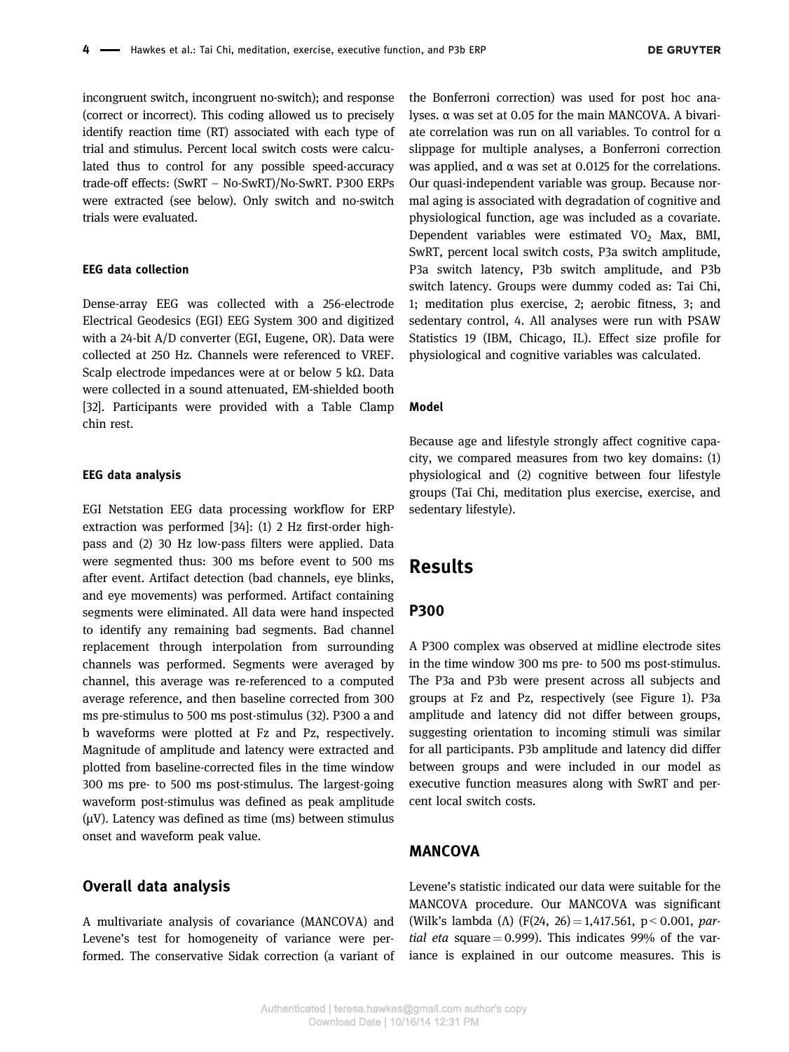incongruent switch, incongruent no-switch); and response (correct or incorrect). This coding allowed us to precisely identify reaction time (RT) associated with each type of trial and stimulus. Percent local switch costs were calculated thus to control for any possible speed-accuracy trade-off effects: (SwRT – No-SwRT)/No-SwRT. P300 ERPs were extracted (see below). Only switch and no-switch trials were evaluated.

### EEG data collection

Dense-array EEG was collected with a 256-electrode Electrical Geodesics (EGI) EEG System 300 and digitized with a 24-bit A/D converter (EGI, Eugene, OR). Data were collected at 250 Hz. Channels were referenced to VREF. Scalp electrode impedances were at or below 5 kΩ. Data were collected in a sound attenuated, EM-shielded booth [32]. Participants were provided with a Table Clamp chin rest.

### EEG data analysis

EGI Netstation EEG data processing workflow for ERP extraction was performed [34]: (1) 2 Hz first-order high-pass and (2) 30 Hz low-pass filters were applied. Data were segmented thus: 300 ms before event to 500 ms after event. Artifact detection (bad channels, eye blinks, and eye movements) was performed. Artifact containing segments were eliminated. All data were hand inspected to identify any remaining bad segments. Bad channel replacement through interpolation from surrounding channels was performed. Segments were averaged by channel, this average was re-referenced to a computed average reference, and then baseline corrected from 300 ms pre-stimulus to 500 ms post-stimulus (32). P300 a and b waveforms were plotted at Fz and Pz, respectively. Magnitude of amplitude and latency were extracted and plotted from baseline-corrected files in the time window 300 ms pre- to 500 ms post-stimulus. The largest-going waveform post-stimulus was defined as peak amplitude (μV). Latency was defined as time (ms) between stimulus onset and waveform peak value.

## Overall data analysis

A multivariate analysis of covariance (MANCOVA) and Levene's test for homogeneity of variance were performed. The conservative Sidak correction (a variant of the Bonferroni correction) was used for post hoc analyses. α was set at 0.05 for the main MANCOVA. A bivariate correlation was run on all variables. To control for α slippage for multiple analyses, a Bonferroni correction was applied, and α was set at 0.0125 for the correlations. Our quasi-independent variable was group. Because normal aging is associated with degradation of cognitive and physiological function, age was included as a covariate. Dependent variables were estimated $VO_2$ Max, BMI, SwRT, percent local switch costs, P3a switch amplitude, P3a switch latency, P3b switch amplitude, and P3b switch latency. Groups were dummy coded as: Tai Chi, 1; meditation plus exercise, 2; aerobic fitness, 3; and sedentary control, 4. All analyses were run with PSAW Statistics 19 (IBM, Chicago, IL). Effect size profile for physiological and cognitive variables was calculated.

### Model

Because age and lifestyle strongly affect cognitive capacity, we compared measures from two key domains: (1) physiological and (2) cognitive between four lifestyle groups (Tai Chi, meditation plus exercise, exercise, and sedentary lifestyle).

# Results

## P300

A P300 complex was observed at midline electrode sites in the time window 300 ms pre- to 500 ms post-stimulus. The P3a and P3b were present across all subjects and groups at Fz and Pz, respectively (see Figure 1). P3a amplitude and latency did not differ between groups, suggesting orientation to incoming stimuli was similar for all participants. P3b amplitude and latency did differ between groups and were included in our model as executive function measures along with SwRT and percent local switch costs.

## MANCOVA

Levene's statistic indicated our data were suitable for the MANCOVA procedure. Our MANCOVA was significant (Wilk's lambda (Λ) ($F(24, 26) = 1{,}417.561$, $p < 0.001$, *partial eta* square $= 0.999$). This indicates 99% of the variance is explained in our outcome measures. This is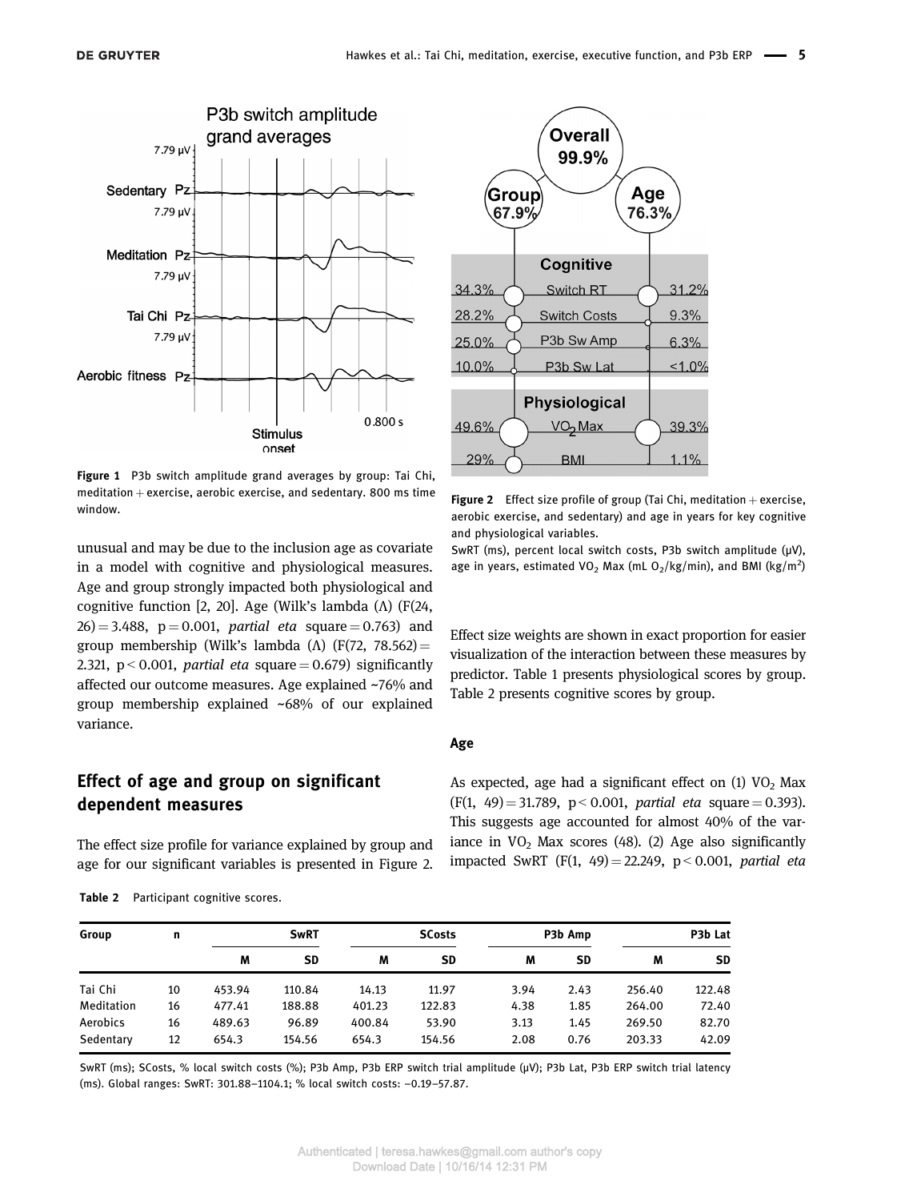Figure 1 P3b switch amplitude grand averages by group: Tai Chi, meditation + exercise, aerobic exercise, and sedentary. 800 ms time window.

Figure 2 Effect size profile of group (Tai Chi, meditation + exercise, aerobic exercise, and sedentary) and age in years for key cognitive and physiological variables.
SwRT (ms), percent local switch costs, P3b switch amplitude (μV), age in years, estimated $VO_2$ Max (mL $O_2$/kg/min), and BMI (kg/m$^2$)

unusual and may be due to the inclusion age as covariate in a model with cognitive and physiological measures. Age and group strongly impacted both physiological and cognitive function [2, 20]. Age (Wilk's lambda (Λ) ($F(24, 26) = 3.488$, $p = 0.001$, *partial eta* square $= 0.763$) and group membership (Wilk's lambda (Λ) ($F(72, 78.562) = 2.321$, $p < 0.001$, *partial eta* square $= 0.679$) significantly affected our outcome measures. Age explained ~76% and group membership explained ~68% of our explained variance.

## Effect of age and group on significant dependent measures

The effect size profile for variance explained by group and age for our significant variables is presented in Figure 2. Effect size weights are shown in exact proportion for easier visualization of the interaction between these measures by predictor. Table 1 presents physiological scores by group. Table 2 presents cognitive scores by group.

### Age

As expected, age had a significant effect on (1) $VO_2$ Max ($F(1, 49) = 31.789$, $p < 0.001$, *partial eta* square $= 0.393$). This suggests age accounted for almost 40% of the variance in $VO_2$ Max scores (48). (2) Age also significantly impacted SwRT ($F(1, 49) = 22.249$, $p < 0.001$, *partial eta*

**Table 2** Participant cognitive scores.

| Group | n | SwRT | | SCosts | | P3b Amp | | P3b Lat | |
|---|---|---|---|---|---|---|---|---|---|
| | | M | SD | M | SD | M | SD | M | SD |
| Tai Chi | 10 | 453.94 | 110.84 | 14.13 | 11.97 | 3.94 | 2.43 | 256.40 | 122.48 |
| Meditation | 16 | 477.41 | 188.88 | 401.23 | 122.83 | 4.38 | 1.85 | 264.00 | 72.40 |
| Aerobics | 16 | 489.63 | 96.89 | 400.84 | 53.90 | 3.13 | 1.45 | 269.50 | 82.70 |
| Sedentary | 12 | 654.3 | 154.56 | 654.3 | 154.56 | 2.08 | 0.76 | 203.33 | 42.09 |

SwRT (ms); SCosts, % local switch costs (%); P3b Amp, P3b ERP switch trial amplitude (μV); P3b Lat, P3b ERP switch trial latency (ms). Global ranges: SwRT: 301.88–1104.1; % local switch costs: −0.19–57.87.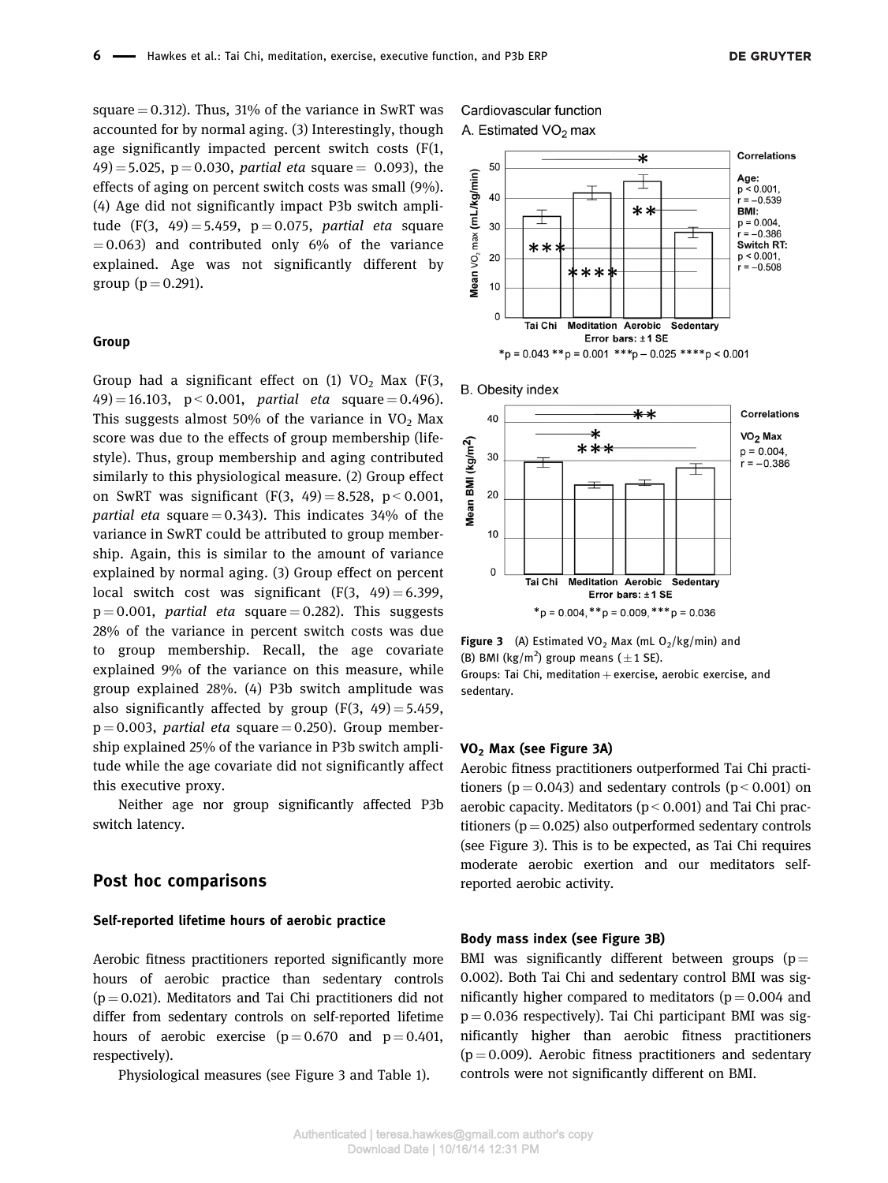square = 0.312). Thus, 31% of the variance in SwRT was accounted for by normal aging. (3) Interestingly, though age significantly impacted percent switch costs ($F(1, 49) = 5.025$, $p = 0.030$, *partial eta* square = 0.093), the effects of aging on percent switch costs was small (9%). (4) Age did not significantly impact P3b switch amplitude ($F(3, 49) = 5.459$, $p = 0.075$, *partial eta* square = 0.063) and contributed only 6% of the variance explained. Age was not significantly different by group ($p = 0.291$).

### Group

Group had a significant effect on (1) $VO_2$ Max ($F(3, 49) = 16.103$, $p < 0.001$, *partial eta* square = 0.496). This suggests almost 50% of the variance in $VO_2$ Max score was due to the effects of group membership (lifestyle). Thus, group membership and aging contributed similarly to this physiological measure. (2) Group effect on SwRT was significant ($F(3, 49) = 8.528$, $p < 0.001$, *partial eta* square = 0.343). This indicates 34% of the variance in SwRT could be attributed to group membership. Again, this is similar to the amount of variance explained by normal aging. (3) Group effect on percent local switch cost was significant ($F(3, 49) = 6.399$, $p = 0.001$, *partial eta* square = 0.282). This suggests 28% of the variance in percent switch costs was due to group membership. Recall, the age covariate explained 9% of the variance on this measure, while group explained 28%. (4) P3b switch amplitude was also significantly affected by group ($F(3, 49) = 5.459$, $p = 0.003$, *partial eta* square = 0.250). Group membership explained 25% of the variance in P3b switch amplitude while the age covariate did not significantly affect this executive proxy.

Neither age nor group significantly affected P3b switch latency.

## Post hoc comparisons

### Self-reported lifetime hours of aerobic practice

Aerobic fitness practitioners reported significantly more hours of aerobic practice than sedentary controls ($p = 0.021$). Meditators and Tai Chi practitioners did not differ from sedentary controls on self-reported lifetime hours of aerobic exercise ($p = 0.670$ and $p = 0.401$, respectively).

Physiological measures (see Figure 3 and Table 1).

Figure 3 (A) Estimated $VO_2$ Max (mL $O_2$/kg/min) and (B) BMI (kg/m$^2$) group means (±1 SE).
Groups: Tai Chi, meditation + exercise, aerobic exercise, and sedentary.

### $VO_2$ Max (see Figure 3A)

Aerobic fitness practitioners outperformed Tai Chi practitioners ($p = 0.043$) and sedentary controls ($p < 0.001$) on aerobic capacity. Meditators ($p < 0.001$) and Tai Chi practitioners ($p = 0.025$) also outperformed sedentary controls (see Figure 3). This is to be expected, as Tai Chi requires moderate aerobic exertion and our meditators self-reported aerobic activity.

### Body mass index (see Figure 3B)

BMI was significantly different between groups ($p = 0.002$). Both Tai Chi and sedentary control BMI was significantly higher compared to meditators ($p = 0.004$ and $p = 0.036$ respectively). Tai Chi participant BMI was significantly higher than aerobic fitness practitioners ($p = 0.009$). Aerobic fitness practitioners and sedentary controls were not significantly different on BMI.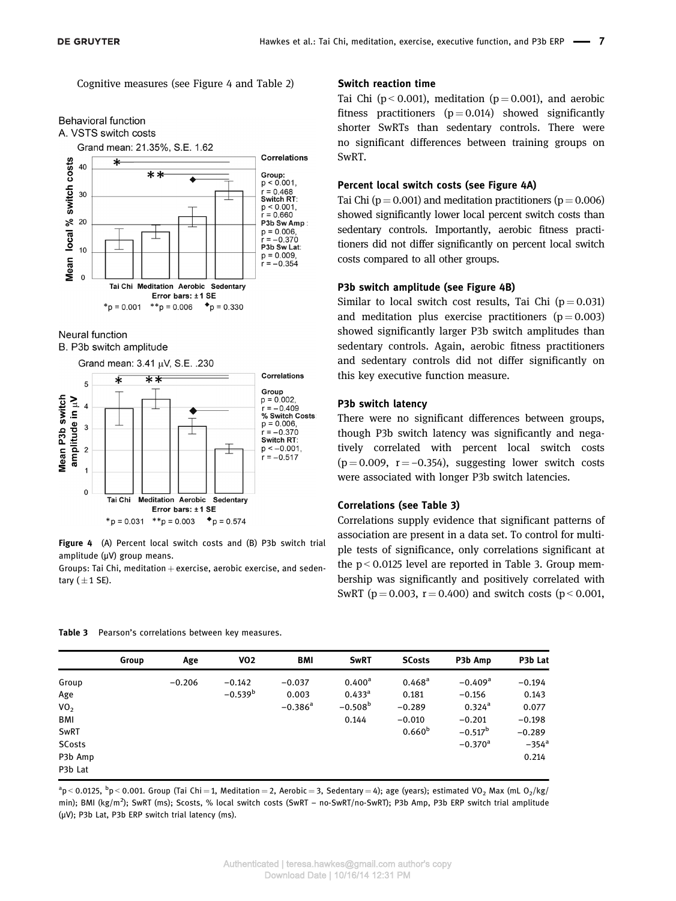Cognitive measures (see Figure 4 and Table 2)

Figure 4 (A) Percent local switch costs and (B) P3b switch trial amplitude (μV) group means.
Groups: Tai Chi, meditation + exercise, aerobic exercise, and sedentary (±1 SE).

### Switch reaction time

Tai Chi ($p < 0.001$), meditation ($p = 0.001$), and aerobic fitness practitioners ($p = 0.014$) showed significantly shorter SwRTs than sedentary controls. There were no significant differences between training groups on SwRT.

### Percent local switch costs (see Figure 4A)

Tai Chi ($p = 0.001$) and meditation practitioners ($p = 0.006$) showed significantly lower local percent switch costs than sedentary controls. Importantly, aerobic fitness practitioners did not differ significantly on percent local switch costs compared to all other groups.

### P3b switch amplitude (see Figure 4B)

Similar to local switch cost results, Tai Chi ($p = 0.031$) and meditation plus exercise practitioners ($p = 0.003$) showed significantly larger P3b switch amplitudes than sedentary controls. Again, aerobic fitness practitioners and sedentary controls did not differ significantly on this key executive function measure.

### P3b switch latency

There were no significant differences between groups, though P3b switch latency was significantly and negatively correlated with percent local switch costs ($p = 0.009$, $r = -0.354$), suggesting lower switch costs were associated with longer P3b switch latencies.

### Correlations (see Table 3)

Correlations supply evidence that significant patterns of association are present in a data set. To control for multiple tests of significance, only correlations significant at the $p < 0.0125$ level are reported in Table 3. Group membership was significantly and positively correlated with SwRT ($p = 0.003$, $r = 0.400$) and switch costs ($p < 0.001$,

**Table 3** Pearson's correlations between key measures.

| | Group | Age | VO2 | BMI | SwRT | SCosts | P3b Amp | P3b Lat |
|---|---|---|---|---|---|---|---|---|
| Group | | −0.206 | −0.142 | −0.037 | 0.400[a] | 0.468[a] | −0.409[a] | −0.194 |
| Age | | | −0.539[b] | 0.003 | 0.433[a] | 0.181 | −0.156 | 0.143 |
| $VO_2$ | | | | −0.386[a] | −0.508[b] | −0.289 | 0.324[a] | 0.077 |
| BMI | | | | | 0.144 | −0.010 | −0.201 | −0.198 |
| SwRT | | | | | | 0.660[b] | −0.517[b] | −0.289 |
| SCosts | | | | | | | −0.370[a] | −354[a] |
| P3b Amp | | | | | | | | 0.214 |
| P3b Lat | | | | | | | | |

[a]$p < 0.0125$, [b]$p < 0.001$. Group (Tai Chi = 1, Meditation = 2, Aerobic = 3, Sedentary = 4); age (years); estimated $VO_2$ Max (mL $O_2$/kg/min); BMI (kg/m$^2$); SwRT (ms); Scosts, % local switch costs (SwRT – no-SwRT/no-SwRT); P3b Amp, P3b ERP switch trial amplitude (μV); P3b Lat, P3b ERP switch trial latency (ms).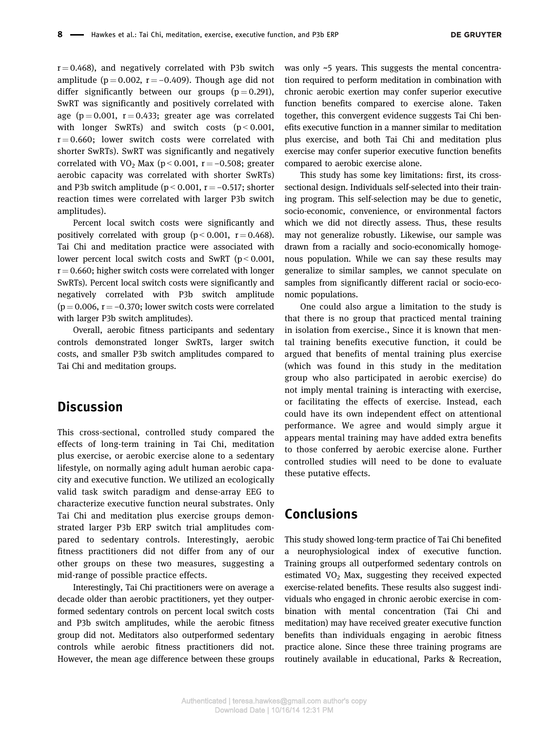r = 0.468), and negatively correlated with P3b switch amplitude ($p = 0.002$, $r = -0.409$). Though age did not differ significantly between our groups ($p = 0.291$), SwRT was significantly and positively correlated with age ($p = 0.001$, $r = 0.433$; greater age was correlated with longer SwRTs) and switch costs ($p < 0.001$, $r = 0.660$; lower switch costs were correlated with shorter SwRTs). SwRT was significantly and negatively correlated with $VO_2$ Max ($p < 0.001$, $r = -0.508$; greater aerobic capacity was correlated with shorter SwRTs) and P3b switch amplitude ($p < 0.001$, $r = -0.517$; shorter reaction times were correlated with larger P3b switch amplitudes).

Percent local switch costs were significantly and positively correlated with group ($p < 0.001$, $r = 0.468$). Tai Chi and meditation practice were associated with lower percent local switch costs and SwRT ($p < 0.001$, $r = 0.660$; higher switch costs were correlated with longer SwRTs). Percent local switch costs were significantly and negatively correlated with P3b switch amplitude ($p = 0.006$, $r = -0.370$; lower switch costs were correlated with larger P3b switch amplitudes).

Overall, aerobic fitness participants and sedentary controls demonstrated longer SwRTs, larger switch costs, and smaller P3b switch amplitudes compared to Tai Chi and meditation groups.

## Discussion

This cross-sectional, controlled study compared the effects of long-term training in Tai Chi, meditation plus exercise, or aerobic exercise alone to a sedentary lifestyle, on normally aging adult human aerobic capacity and executive function. We utilized an ecologically valid task switch paradigm and dense-array EEG to characterize executive function neural substrates. Only Tai Chi and meditation plus exercise groups demonstrated larger P3b ERP switch trial amplitudes compared to sedentary controls. Interestingly, aerobic fitness practitioners did not differ from any of our other groups on these two measures, suggesting a mid-range of possible practice effects.

Interestingly, Tai Chi practitioners were on average a decade older than aerobic practitioners, yet they outperformed sedentary controls on percent local switch costs and P3b switch amplitudes, while the aerobic fitness group did not. Meditators also outperformed sedentary controls while aerobic fitness practitioners did not. However, the mean age difference between these groups was only ~5 years. This suggests the mental concentration required to perform meditation in combination with chronic aerobic exertion may confer superior executive function benefits compared to exercise alone. Taken together, this convergent evidence suggests Tai Chi benefits executive function in a manner similar to meditation plus exercise, and both Tai Chi and meditation plus exercise may confer superior executive function benefits compared to aerobic exercise alone.

This study has some key limitations: first, its cross-sectional design. Individuals self-selected into their training program. This self-selection may be due to genetic, socio-economic, convenience, or environmental factors which we did not directly assess. Thus, these results may not generalize robustly. Likewise, our sample was drawn from a racially and socio-economically homogenous population. While we can say these results may generalize to similar samples, we cannot speculate on samples from significantly different racial or socio-economic populations.

One could also argue a limitation to the study is that there is no group that practiced mental training in isolation from exercise., Since it is known that mental training benefits executive function, it could be argued that benefits of mental training plus exercise (which was found in this study in the meditation group who also participated in aerobic exercise) do not imply mental training is interacting with exercise, or facilitating the effects of exercise. Instead, each could have its own independent effect on attentional performance. We agree and would simply argue it appears mental training may have added extra benefits to those conferred by aerobic exercise alone. Further controlled studies will need to be done to evaluate these putative effects.

## Conclusions

This study showed long-term practice of Tai Chi benefited a neurophysiological index of executive function. Training groups all outperformed sedentary controls on estimated $VO_2$ Max, suggesting they received expected exercise-related benefits. These results also suggest individuals who engaged in chronic aerobic exercise in combination with mental concentration (Tai Chi and meditation) may have received greater executive function benefits than individuals engaging in aerobic fitness practice alone. Since these three training programs are routinely available in educational, Parks & Recreation,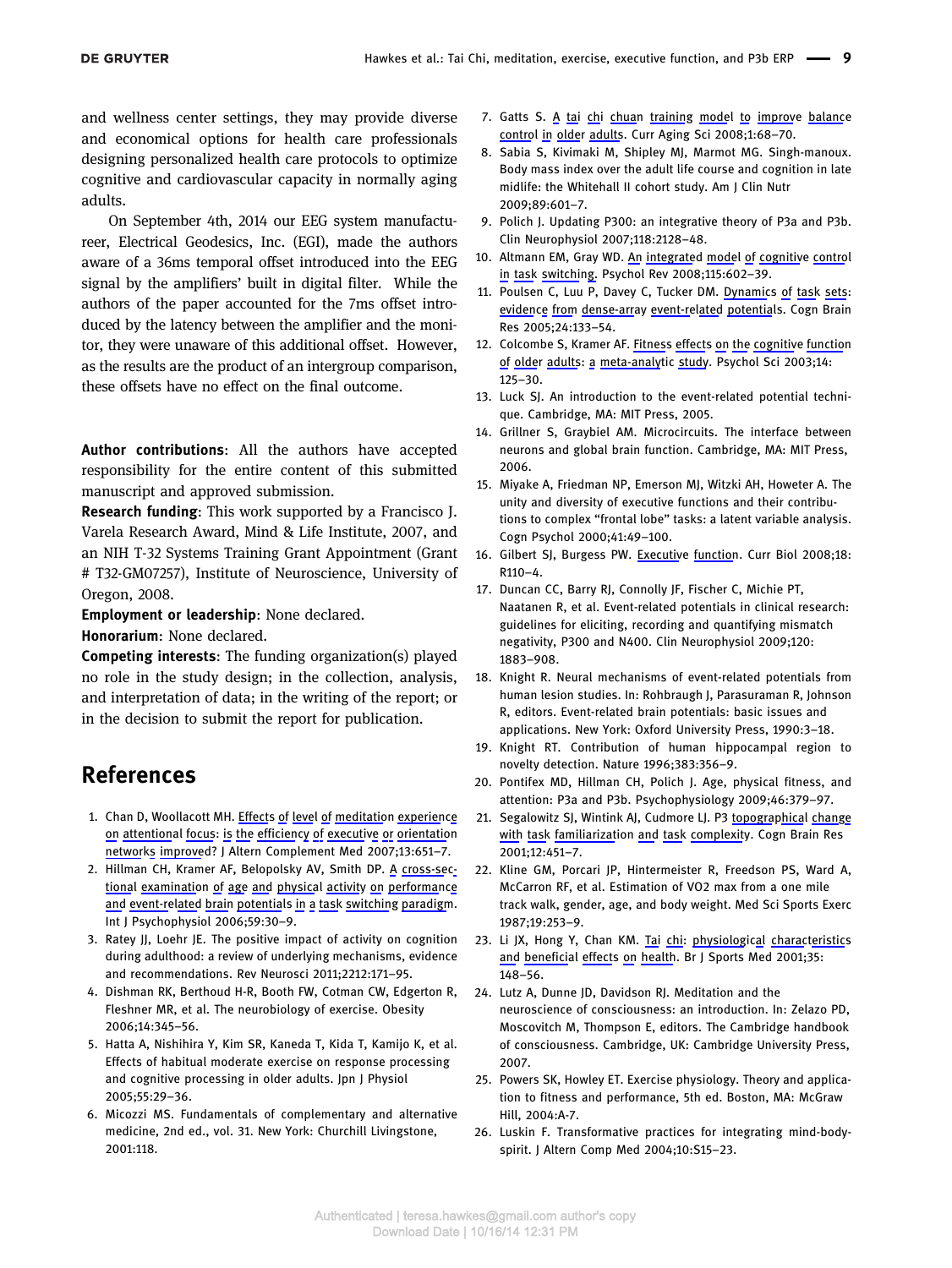and wellness center settings, they may provide diverse and economical options for health care professionals designing personalized health care protocols to optimize cognitive and cardiovascular capacity in normally aging adults.

On September 4th, 2014 our EEG system manufacturer, Electrical Geodesics, Inc. (EGI), made the authors aware of a 36ms temporal offset introduced into the EEG signal by the amplifiers' built in digital filter. While the authors of the paper accounted for the 7ms offset introduced by the latency between the amplifier and the monitor, they were unaware of this additional offset. However, as the results are the product of an intergroup comparison, these offsets have no effect on the final outcome.

**Author contributions**: All the authors have accepted responsibility for the entire content of this submitted manuscript and approved submission.

**Research funding**: This work supported by a Francisco J. Varela Research Award, Mind & Life Institute, 2007, and an NIH T-32 Systems Training Grant Appointment (Grant # T32-GM07257), Institute of Neuroscience, University of Oregon, 2008.

**Employment or leadership**: None declared.

**Honorarium**: None declared.

**Competing interests**: The funding organization(s) played no role in the study design; in the collection, analysis, and interpretation of data; in the writing of the report; or in the decision to submit the report for publication.

# References

1. Chan D, Woollacott MH. Effects of level of meditation experience on attentional focus: is the efficiency of executive or orientation networks improved? J Altern Complement Med 2007;13:651–7.
2. Hillman CH, Kramer AF, Belopolsky AV, Smith DP. A cross-sectional examination of age and physical activity on performance and event-related brain potentials in a task switching paradigm. Int J Psychophysiol 2006;59:30–9.
3. Ratey JJ, Loehr JE. The positive impact of activity on cognition during adulthood: a review of underlying mechanisms, evidence and recommendations. Rev Neurosci 2011;2212:171–95.
4. Dishman RK, Berthoud H-R, Booth FW, Cotman CW, Edgerton R, Fleshner MR, et al. The neurobiology of exercise. Obesity 2006;14:345–56.
5. Hatta A, Nishihira Y, Kim SR, Kaneda T, Kida T, Kamijo K, et al. Effects of habitual moderate exercise on response processing and cognitive processing in older adults. Jpn J Physiol 2005;55:29–36.
6. Micozzi MS. Fundamentals of complementary and alternative medicine, 2nd ed., vol. 31. New York: Churchill Livingstone, 2001:118.
7. Gatts S. A tai chi chuan training model to improve balance control in older adults. Curr Aging Sci 2008;1:68–70.
8. Sabia S, Kivimaki M, Shipley MJ, Marmot MG. Singh-manoux. Body mass index over the adult life course and cognition in late midlife: the Whitehall II cohort study. Am J Clin Nutr 2009;89:601–7.
9. Polich J. Updating P300: an integrative theory of P3a and P3b. Clin Neurophysiol 2007;118:2128–48.
10. Altmann EM, Gray WD. An integrated model of cognitive control in task switching. Psychol Rev 2008;115:602–39.
11. Poulsen C, Luu P, Davey C, Tucker DM. Dynamics of task sets: evidence from dense-array event-related potentials. Cogn Brain Res 2005;24:133–54.
12. Colcombe S, Kramer AF. Fitness effects on the cognitive function of older adults: a meta-analytic study. Psychol Sci 2003;14: 125–30.
13. Luck SJ. An introduction to the event-related potential technique. Cambridge, MA: MIT Press, 2005.
14. Grillner S, Graybiel AM. Microcircuits. The interface between neurons and global brain function. Cambridge, MA: MIT Press, 2006.
15. Miyake A, Friedman NP, Emerson MJ, Witzki AH, Howeter A. The unity and diversity of executive functions and their contributions to complex "frontal lobe" tasks: a latent variable analysis. Cogn Psychol 2000;41:49–100.
16. Gilbert SJ, Burgess PW. Executive function. Curr Biol 2008;18: R110–4.
17. Duncan CC, Barry RJ, Connolly JF, Fischer C, Michie PT, Naatanen R, et al. Event-related potentials in clinical research: guidelines for eliciting, recording and quantifying mismatch negativity, P300 and N400. Clin Neurophysiol 2009;120: 1883–908.
18. Knight R. Neural mechanisms of event-related potentials from human lesion studies. In: Rohbraugh J, Parasuraman R, Johnson R, editors. Event-related brain potentials: basic issues and applications. New York: Oxford University Press, 1990:3–18.
19. Knight RT. Contribution of human hippocampal region to novelty detection. Nature 1996;383:356–9.
20. Pontifex MD, Hillman CH, Polich J. Age, physical fitness, and attention: P3a and P3b. Psychophysiology 2009;46:379–97.
21. Segalowitz SJ, Wintink AJ, Cudmore LJ. P3 topographical change with task familiarization and task complexity. Cogn Brain Res 2001;12:451–7.
22. Kline GM, Porcari JP, Hintermeister R, Freedson PS, Ward A, McCarron RF, et al. Estimation of VO2 max from a one mile track walk, gender, age, and body weight. Med Sci Sports Exerc 1987;19:253–9.
23. Li JX, Hong Y, Chan KM. Tai chi: physiological characteristics and beneficial effects on health. Br J Sports Med 2001;35: 148–56.
24. Lutz A, Dunne JD, Davidson RJ. Meditation and the neuroscience of consciousness: an introduction. In: Zelazo PD, Moscovitch M, Thompson E, editors. The Cambridge handbook of consciousness. Cambridge, UK: Cambridge University Press, 2007.
25. Powers SK, Howley ET. Exercise physiology. Theory and application to fitness and performance, 5th ed. Boston, MA: McGraw Hill, 2004:A-7.
26. Luskin F. Transformative practices for integrating mind-body-spirit. J Altern Comp Med 2004;10:S15–23.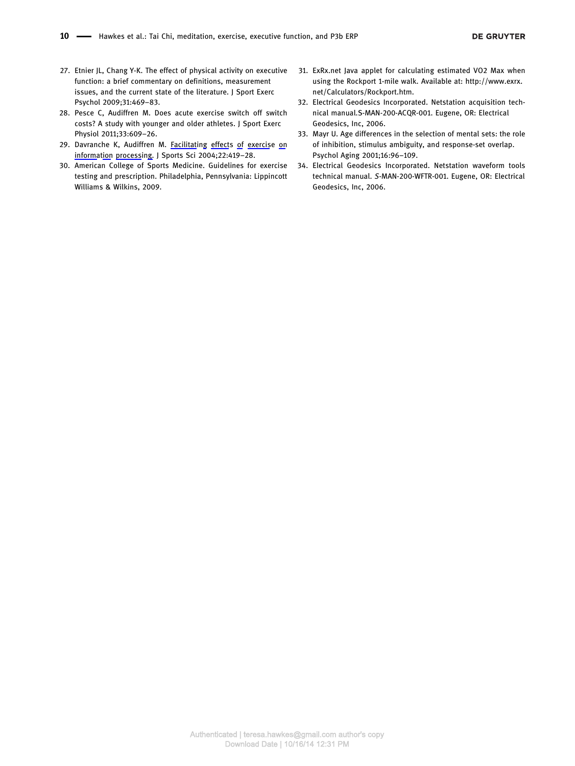27. Etnier JL, Chang Y-K. The effect of physical activity on executive function: a brief commentary on definitions, measurement issues, and the current state of the literature. J Sport Exerc Psychol 2009;31:469–83.
28. Pesce C, Audiffren M. Does acute exercise switch off switch costs? A study with younger and older athletes. J Sport Exerc Physiol 2011;33:609–26.
29. Davranche K, Audiffren M. Facilitating effects of exercise on information processing. J Sports Sci 2004;22:419–28.
30. American College of Sports Medicine. Guidelines for exercise testing and prescription. Philadelphia, Pennsylvania: Lippincott Williams & Wilkins, 2009.
31. ExRx.net Java applet for calculating estimated VO2 Max when using the Rockport 1-mile walk. Available at: http://www.exrx.net/Calculators/Rockport.htm.
32. Electrical Geodesics Incorporated. Netstation acquisition technical manual.S-MAN-200-ACQR-001. Eugene, OR: Electrical Geodesics, Inc, 2006.
33. Mayr U. Age differences in the selection of mental sets: the role of inhibition, stimulus ambiguity, and response-set overlap. Psychol Aging 2001;16:96–109.
34. Electrical Geodesics Incorporated. Netstation waveform tools technical manual. *S*-MAN-200-WFTR-001. Eugene, OR: Electrical Geodesics, Inc, 2006.